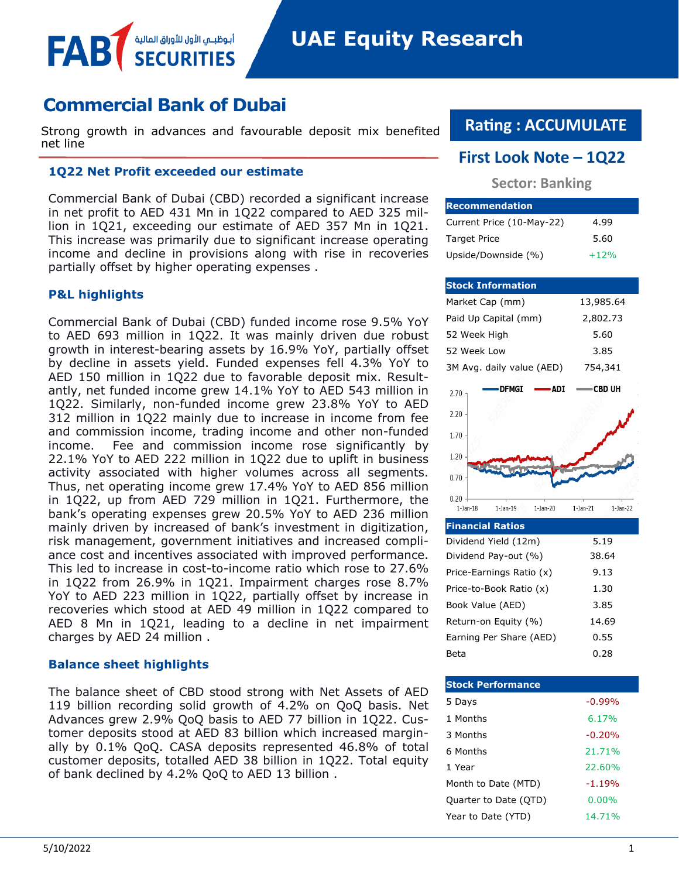# Commercial Bank of Dubai

Strong growth in advances and favourable deposit mix benefited net line

**Rating : ACCUMULATE**

**First Look Note – 1Q22**

**Sector: Banking**

## 1Q22 Net Profit exceeded our estimate

Commercial Bank of Dubai (CBD) recorded a significant increase in net profit to AED 431 Mn in 1Q22 compared to AED 325 million in 1Q21, exceeding our estimate of AED 357 Mn in 1Q21. This increase was primarily due to significant increase operating income and decline in provisions along with rise in recoveries partially offset by higher operating expenses .

## P&L highlights

Commercial Bank of Dubai (CBD) funded income rose 9.5% YoY to AED 693 million in 1Q22. It was mainly driven due robust growth in interest-bearing assets by 16.9% YoY, partially offset by decline in assets yield. Funded expenses fell 4.3% YoY to AED 150 million in 1Q22 due to favorable deposit mix. Resultantly, net funded income grew 14.1% YoY to AED 543 million in 1Q22. Similarly, non-funded income grew 23.8% YoY to AED 312 million in 1Q22 mainly due to increase in income from fee and commission income, trading income and other non-funded income. Fee and commission rose significantly by 22.1% YoY to AED 222 million in 1Q22 due to uplift in business activity associated with higher volumes across all segments. Thus, net operating income grew 17.4% YoY to AED 856 million in 1Q22, up from AED 729 million in 1Q21. Furthermore, the bank's operating expenses grew 20.5% YoY to AED 236 million mainly driven by increased of bank's investment in digitization, risk management, government initiatives and increased compliance cost and incentives associated with improved performance. This led to increase in cost-to-income ratio which rose to 27.6% in 1Q22 from 26.9% in 1Q21. Impairment charges rose 8.7% YoY to AED 223 million in 1Q22, partially offset by increase in recoveries which stood at AED 49 million in 1Q22 compared to AED 8 Mn in 1Q21, leading to a decline in net impairment charges by AED 24 million .

## Balance sheet highlights

The balance sheet of CBD stood strong with Net Assets of AED 119 billion recording solid growth of 4.2% on QoQ basis. Net Advances grew 2.9% QoQ basis to AED 77 billion in 1Q22. Customer deposits stood at AED 83 billion which increased marginally by 0.1% QoQ. CASA deposits represented 46.8% of total customer deposits, totalled AED 38 billion in 1Q22. Total equity of bank declined by 4.2% QoQ to AED 13 billion .

| Recommendation | |
|---|---|
| Current Price (10-May-22) | 4.99 |
| Target Price | 5.60 |
| Upside/Downside (%) | +12% |

| Stock Information | |
|---|---|
| Market Cap (mm) | 13,985.64 |
| Paid Up Capital (mm) | 2,802.73 |
| 52 Week High | 5.60 |
| 52 Week Low | 3.85 |
| 3M Avg. daily value (AED) | 754,341 |

DFMGI ADI CBD UH

2.70
2.20
1.70
1.20
0.70
0.20

1-Jan-18 1-Jan-19 1-Jan-20 1-Jan-21 1-Jan-22

| Financial Ratios | |
|---|---|
| Dividend Yield (12m) | 5.19 |
| Dividend Pay-out (%) | 38.64 |
| Price-Earnings Ratio (x) | 9.13 |
| Price-to-Book Ratio (x) | 1.30 |
| Book Value (AED) | 3.85 |
| Return-on Equity (%) | 14.69 |
| Earning Per Share (AED) | 0.55 |
| Beta | 0.28 |

| Stock Performance | |
|---|---|
| 5 Days | -0.99% |
| 1 Months | 6.17% |
| 3 Months | -0.20% |
| 6 Months | 21.71% |
| 1 Year | 22.60% |
| Month to Date (MTD) | -1.19% |
| Quarter to Date (QTD) | 0.00% |
| Year to Date (YTD) | 14.71% |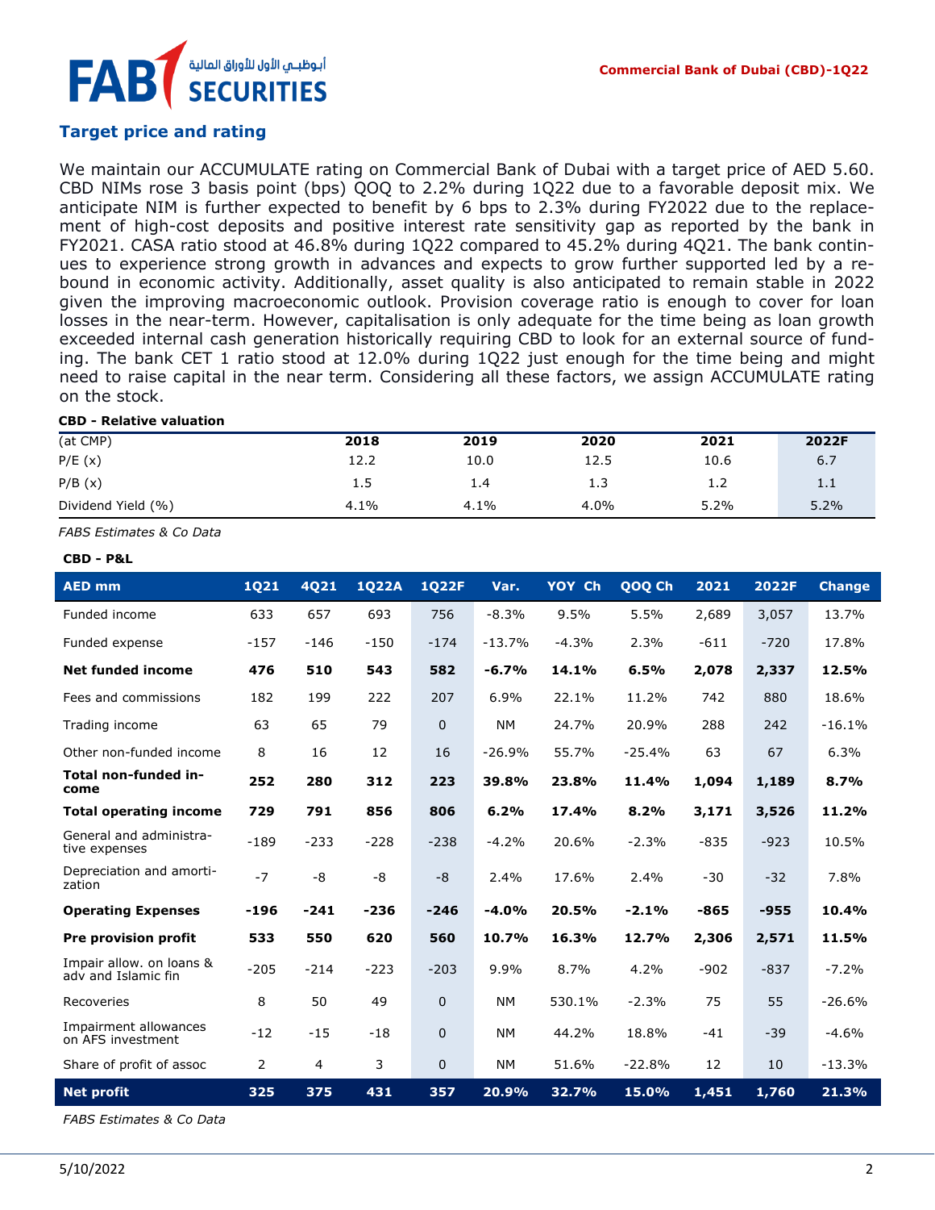## Target price and rating

We maintain our ACCUMULATE rating on Commercial Bank of Dubai with a target price of AED 5.60. CBD NIMs rose 3 basis point (bps) QOQ to 2.2% during 1Q22 due to a favorable deposit mix. We anticipate NIM is further expected to benefit by 6 bps to 2.3% during FY2022 due to the replacement of high-cost deposits and positive interest rate sensitivity gap as reported by the bank in FY2021. CASA ratio stood at 46.8% during 1Q22 compared to 45.2% during 4Q21. The bank continues to experience strong growth in advances and expects to grow further supported led by a rebound in economic activity. Additionally, asset quality is also anticipated to remain stable in 2022 given the improving macroeconomic outlook. Provision coverage ratio is enough to cover for loan losses in the near-term. However, capitalisation is only adequate for the time being as loan growth exceeded internal cash generation historically requiring CBD to look for an external source of funding. The bank CET 1 ratio stood at 12.0% during 1Q22 just enough for the time being and might need to raise capital in the near term. Considering all these factors, we assign ACCUMULATE rating on the stock.

**CBD - Relative valuation**

| (at CMP) | 2018 | 2019 | 2020 | 2021 | 2022F |
|---|---|---|---|---|---|
| P/E (x) | 12.2 | 10.0 | 12.5 | 10.6 | 6.7 |
| P/B (x) | 1.5 | 1.4 | 1.3 | 1.2 | 1.1 |
| Dividend Yield (%) | 4.1% | 4.1% | 4.0% | 5.2% | 5.2% |

*FABS Estimates & Co Data*

**CBD - P&L**

| AED mm | 1Q21 | 4Q21 | 1Q22A | 1Q22F | Var. | YOY Ch | QOQ Ch | 2021 | 2022F | Change |
|---|---|---|---|---|---|---|---|---|---|---|
| Funded income | 633 | 657 | 693 | 756 | -8.3% | 9.5% | 5.5% | 2,689 | 3,057 | 13.7% |
| Funded expense | -157 | -146 | -150 | -174 | -13.7% | -4.3% | 2.3% | -611 | -720 | 17.8% |
| **Net funded income** | **476** | **510** | **543** | **582** | **-6.7%** | **14.1%** | **6.5%** | **2,078** | **2,337** | **12.5%** |
| Fees and commissions | 182 | 199 | 222 | 207 | 6.9% | 22.1% | 11.2% | 742 | 880 | 18.6% |
| Trading income | 63 | 65 | 79 | 0 | NM | 24.7% | 20.9% | 288 | 242 | -16.1% |
| Other non-funded income | 8 | 16 | 12 | 16 | -26.9% | 55.7% | -25.4% | 63 | 67 | 6.3% |
| **Total non-funded income** | **252** | **280** | **312** | **223** | **39.8%** | **23.8%** | **11.4%** | **1,094** | **1,189** | **8.7%** |
| **Total operating income** | **729** | **791** | **856** | **806** | **6.2%** | **17.4%** | **8.2%** | **3,171** | **3,526** | **11.2%** |
| General and administrative expenses | -189 | -233 | -228 | -238 | -4.2% | 20.6% | -2.3% | -835 | -923 | 10.5% |
| Depreciation and amortization | -7 | -8 | -8 | -8 | 2.4% | 17.6% | 2.4% | -30 | -32 | 7.8% |
| **Operating Expenses** | **-196** | **-241** | **-236** | **-246** | **-4.0%** | **20.5%** | **-2.1%** | **-865** | **-955** | **10.4%** |
| **Pre provision profit** | **533** | **550** | **620** | **560** | **10.7%** | **16.3%** | **12.7%** | **2,306** | **2,571** | **11.5%** |
| Impair allow. on loans & adv and Islamic fin | -205 | -214 | -223 | -203 | 9.9% | 8.7% | 4.2% | -902 | -837 | -7.2% |
| Recoveries | 8 | 50 | 49 | 0 | NM | 530.1% | -2.3% | 75 | 55 | -26.6% |
| Impairment allowances on AFS investment | -12 | -15 | -18 | 0 | NM | 44.2% | 18.8% | -41 | -39 | -4.6% |
| Share of profit of assoc | 2 | 4 | 3 | 0 | NM | 51.6% | -22.8% | 12 | 10 | -13.3% |
| **Net profit** | **325** | **375** | **431** | **357** | **20.9%** | **32.7%** | **15.0%** | **1,451** | **1,760** | **21.3%** |

*FABS Estimates & Co Data*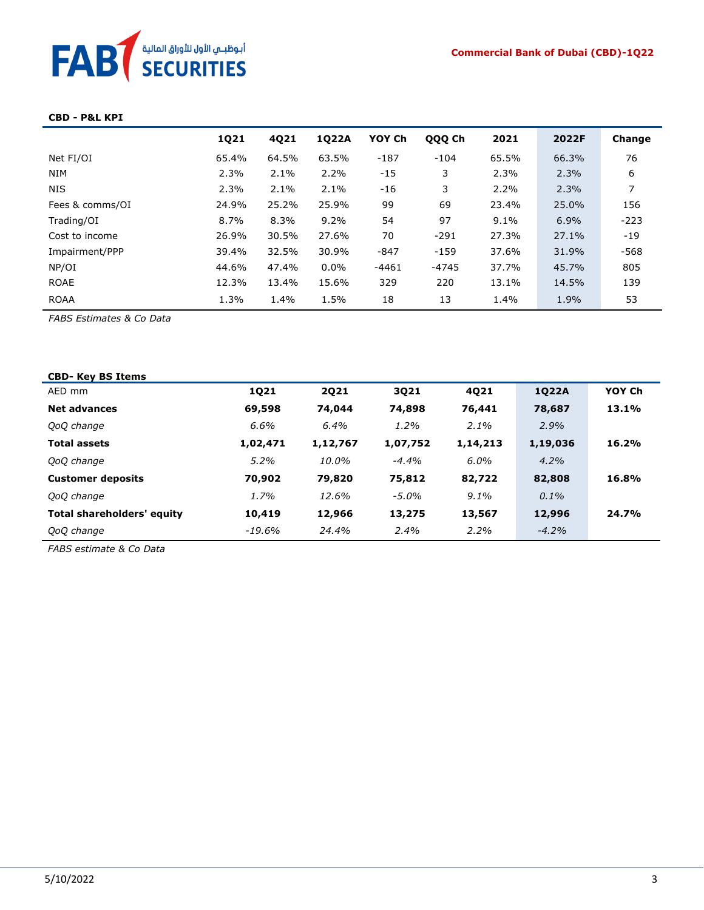**CBD - P&L KPI**

| | 1Q21 | 4Q21 | 1Q22A | YOY Ch | QQQ Ch | 2021 | 2022F | Change |
|---|---|---|---|---|---|---|---|---|
| Net FI/OI | 65.4% | 64.5% | 63.5% | -187 | -104 | 65.5% | 66.3% | 76 |
| NIM | 2.3% | 2.1% | 2.2% | -15 | 3 | 2.3% | 2.3% | 6 |
| NIS | 2.3% | 2.1% | 2.1% | -16 | 3 | 2.2% | 2.3% | 7 |
| Fees & comms/OI | 24.9% | 25.2% | 25.9% | 99 | 69 | 23.4% | 25.0% | 156 |
| Trading/OI | 8.7% | 8.3% | 9.2% | 54 | 97 | 9.1% | 6.9% | -223 |
| Cost to income | 26.9% | 30.5% | 27.6% | 70 | -291 | 27.3% | 27.1% | -19 |
| Impairment/PPP | 39.4% | 32.5% | 30.9% | -847 | -159 | 37.6% | 31.9% | -568 |
| NP/OI | 44.6% | 47.4% | 0.0% | -4461 | -4745 | 37.7% | 45.7% | 805 |
| ROAE | 12.3% | 13.4% | 15.6% | 329 | 220 | 13.1% | 14.5% | 139 |
| ROAA | 1.3% | 1.4% | 1.5% | 18 | 13 | 1.4% | 1.9% | 53 |

*FABS Estimates & Co Data*

**CBD- Key BS Items**

| AED mm | 1Q21 | 2Q21 | 3Q21 | 4Q21 | 1Q22A | YOY Ch |
|---|---|---|---|---|---|---|
| **Net advances** | **69,598** | **74,044** | **74,898** | **76,441** | **78,687** | **13.1%** |
| *QoQ change* | *6.6%* | *6.4%* | *1.2%* | *2.1%* | *2.9%* | |
| **Total assets** | **1,02,471** | **1,12,767** | **1,07,752** | **1,14,213** | **1,19,036** | **16.2%** |
| *QoQ change* | *5.2%* | *10.0%* | *-4.4%* | *6.0%* | *4.2%* | |
| **Customer deposits** | **70,902** | **79,820** | **75,812** | **82,722** | **82,808** | **16.8%** |
| *QoQ change* | *1.7%* | *12.6%* | *-5.0%* | *9.1%* | *0.1%* | |
| **Total shareholders' equity** | **10,419** | **12,966** | **13,275** | **13,567** | **12,996** | **24.7%** |
| *QoQ change* | *-19.6%* | *24.4%* | *2.4%* | *2.2%* | *-4.2%* | |

*FABS estimate & Co Data*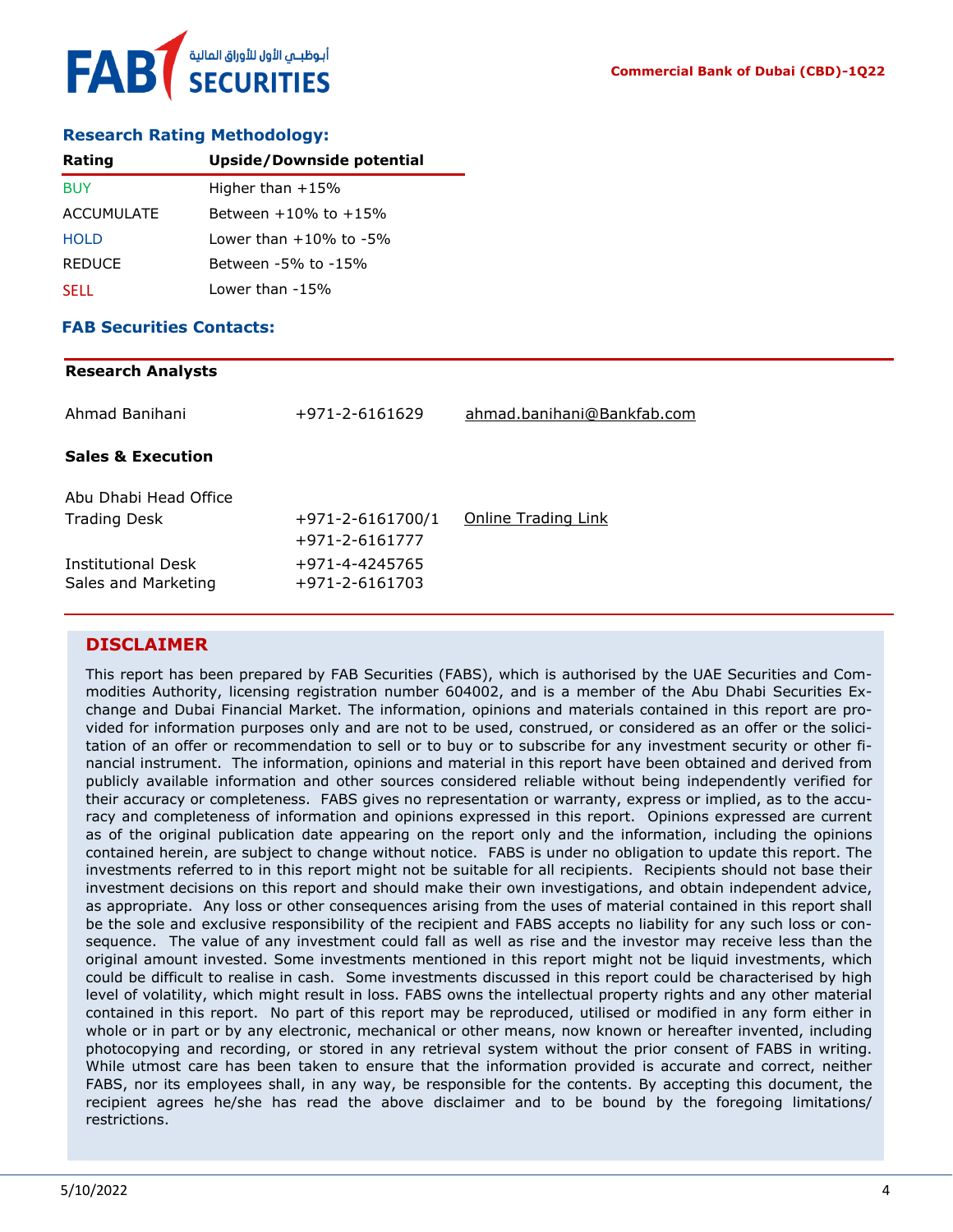## Research Rating Methodology:

| Rating | Upside/Downside potential |
|---|---|
| BUY | Higher than +15% |
| ACCUMULATE | Between +10% to +15% |
| HOLD | Lower than +10% to -5% |
| REDUCE | Between -5% to -15% |
| SELL | Lower than -15% |

## FAB Securities Contacts:

**Research Analysts**

| | | |
|---|---|---|
| Ahmad Banihani | +971-2-6161629 | ahmad.banihani@Bankfab.com |

**Sales & Execution**

| | | |
|---|---|---|
| Abu Dhabi Head Office | | |
| Trading Desk | +971-2-6161700/1<br>+971-2-6161777 | Online Trading Link |
| Institutional Desk | +971-4-4245765 | |
| Sales and Marketing | +971-2-6161703 | |

## DISCLAIMER

This report has been prepared by FAB Securities (FABS), which is authorised by the UAE Securities and Commodities Authority, licensing registration number 604002, and is a member of the Abu Dhabi Securities Exchange and Dubai Financial Market. The information, opinions and materials contained in this report are provided for information purposes only and are not to be used, construed, or considered as an offer or the solicitation of an offer or recommendation to sell or to buy or to subscribe for any investment security or other financial instrument. The information, opinions and material in this report have been obtained and derived from publicly available information and other sources considered reliable without being independently verified for their accuracy or completeness. FABS gives no representation or warranty, express or implied, as to the accuracy and completeness of information and opinions expressed in this report. Opinions expressed are current as of the original publication date appearing on the report only and the information, including the opinions contained herein, are subject to change without notice. FABS is under no obligation to update this report. The investments referred to in this report might not be suitable for all recipients. Recipients should not base their investment decisions on this report and should make their own investigations, and obtain independent advice, as appropriate. Any loss or other consequences arising from the uses of material contained in this report shall be the sole and exclusive responsibility of the recipient and FABS accepts no liability for any such loss or consequence. The value of any investment could fall as well as rise and the investor may receive less than the original amount invested. Some investments mentioned in this report might not be liquid investments, which could be difficult to realise in cash. Some investments discussed in this report could be characterised by high level of volatility, which might result in loss. FABS owns the intellectual property rights and any other material contained in this report. No part of this report may be reproduced, utilised or modified in any form either in whole or in part or by any electronic, mechanical or other means, now known or hereafter invented, including photocopying and recording, or stored in any retrieval system without the prior consent of FABS in writing. While utmost care has been taken to ensure that the information provided is accurate and correct, neither FABS, nor its employees shall, in any way, be responsible for the contents. By accepting this document, the recipient agrees he/she has read the above disclaimer and to be bound by the foregoing limitations/restrictions.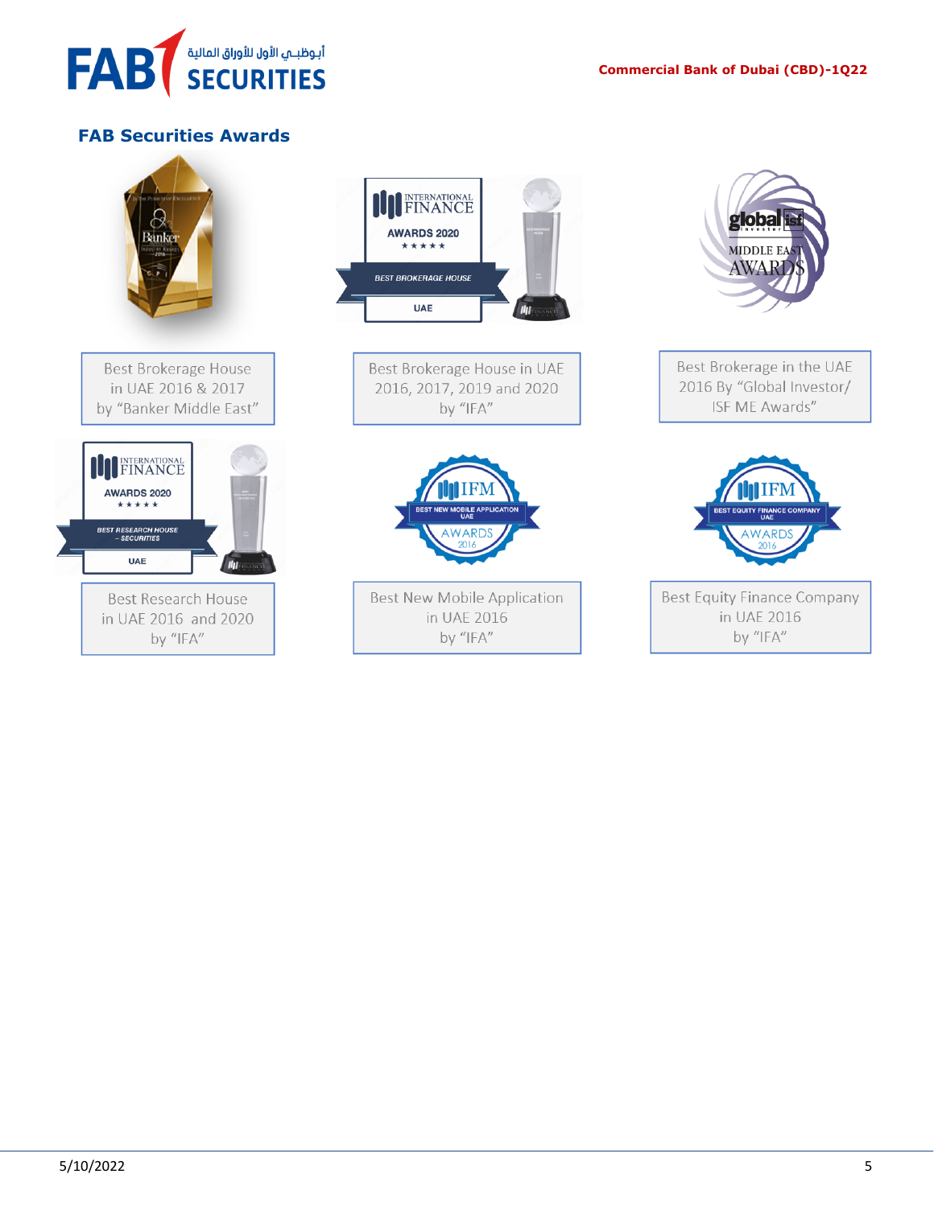## FAB Securities Awards

Best Brokerage House in UAE 2016 & 2017 by "Banker Middle East"

Best Brokerage House in UAE 2016, 2017, 2019 and 2020 by "IFA"

Best Brokerage in the UAE 2016 By "Global Investor/ ISF ME Awards"

Best Research House in UAE 2016 and 2020 by "IFA"

Best New Mobile Application in UAE 2016 by "IFA"

Best Equity Finance Company in UAE 2016 by "IFA"